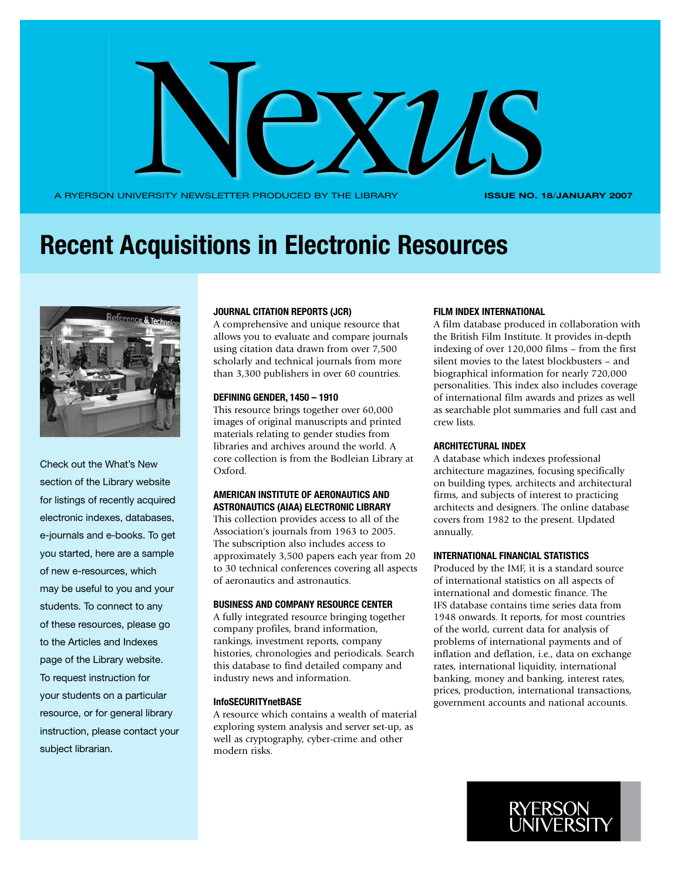# Nexus

A RYERSON UNIVERSITY NEWSLETTER PRODUCED BY THE LIBRARY

**ISSUE NO. 18/JANUARY 2007**

## Recent Acquisitions in Electronic Resources

Check out the What's New section of the Library website for listings of recently acquired electronic indexes, databases, e-journals and e-books. To get you started, here are a sample of new e-resources, which may be useful to you and your students. To connect to any of these resources, please go to the Articles and Indexes page of the Library website. To request instruction for your students on a particular resource, or for general library instruction, please contact your subject librarian.

### JOURNAL CITATION REPORTS (JCR)

A comprehensive and unique resource that allows you to evaluate and compare journals using citation data drawn from over 7,500 scholarly and technical journals from more than 3,300 publishers in over 60 countries.

### DEFINING GENDER, 1450 – 1910

This resource brings together over 60,000 images of original manuscripts and printed materials relating to gender studies from libraries and archives around the world. A core collection is from the Bodleian Library at Oxford.

### AMERICAN INSTITUTE OF AERONAUTICS AND ASTRONAUTICS (AIAA) ELECTRONIC LIBRARY

This collection provides access to all of the Association's journals from 1963 to 2005. The subscription also includes access to approximately 3,500 papers each year from 20 to 30 technical conferences covering all aspects of aeronautics and astronautics.

### BUSINESS AND COMPANY RESOURCE CENTER

A fully integrated resource bringing together company profiles, brand information, rankings, investment reports, company histories, chronologies and periodicals. Search this database to find detailed company and industry news and information.

### InfoSECURITYnetBASE

A resource which contains a wealth of material exploring system analysis and server set-up, as well as cryptography, cyber-crime and other modern risks.

### FILM INDEX INTERNATIONAL

A film database produced in collaboration with the British Film Institute. It provides in-depth indexing of over 120,000 films – from the first silent movies to the latest blockbusters – and biographical information for nearly 720,000 personalities. This index also includes coverage of international film awards and prizes as well as searchable plot summaries and full cast and crew lists.

### ARCHITECTURAL INDEX

A database which indexes professional architecture magazines, focusing specifically on building types, architects and architectural firms, and subjects of interest to practicing architects and designers. The online database covers from 1982 to the present. Updated annually.

### INTERNATIONAL FINANCIAL STATISTICS

Produced by the IMF, it is a standard source of international statistics on all aspects of international and domestic finance. The IFS database contains time series data from 1948 onwards. It reports, for most countries of the world, current data for analysis of problems of international payments and of inflation and deflation, i.e., data on exchange rates, international liquidity, international banking, money and banking, interest rates, prices, production, international transactions, government accounts and national accounts.

RYERSON UNIVERSITY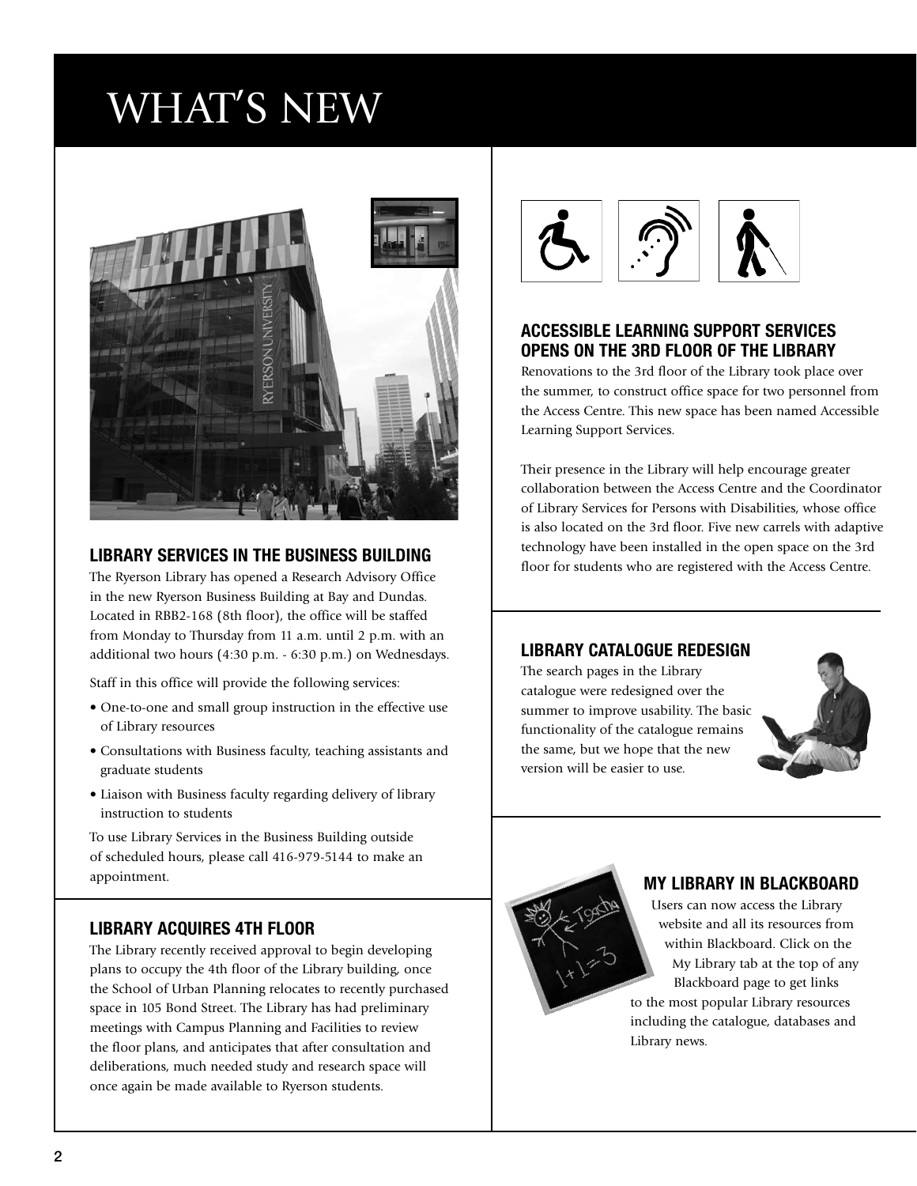# WHAT'S NEW

## LIBRARY SERVICES IN THE BUSINESS BUILDING

The Ryerson Library has opened a Research Advisory Office in the new Ryerson Business Building at Bay and Dundas. Located in RBB2-168 (8th floor), the office will be staffed from Monday to Thursday from 11 a.m. until 2 p.m. with an additional two hours (4:30 p.m. - 6:30 p.m.) on Wednesdays.

Staff in this office will provide the following services:

- One-to-one and small group instruction in the effective use of Library resources
- Consultations with Business faculty, teaching assistants and graduate students
- Liaison with Business faculty regarding delivery of library instruction to students

To use Library Services in the Business Building outside of scheduled hours, please call 416-979-5144 to make an appointment.

## LIBRARY ACQUIRES 4TH FLOOR

The Library recently received approval to begin developing plans to occupy the 4th floor of the Library building, once the School of Urban Planning relocates to recently purchased space in 105 Bond Street. The Library has had preliminary meetings with Campus Planning and Facilities to review the floor plans, and anticipates that after consultation and deliberations, much needed study and research space will once again be made available to Ryerson students.

## ACCESSIBLE LEARNING SUPPORT SERVICES OPENS ON THE 3RD FLOOR OF THE LIBRARY

Renovations to the 3rd floor of the Library took place over the summer, to construct office space for two personnel from the Access Centre. This new space has been named Accessible Learning Support Services.

Their presence in the Library will help encourage greater collaboration between the Access Centre and the Coordinator of Library Services for Persons with Disabilities, whose office is also located on the 3rd floor. Five new carrels with adaptive technology have been installed in the open space on the 3rd floor for students who are registered with the Access Centre.

## LIBRARY CATALOGUE REDESIGN

The search pages in the Library catalogue were redesigned over the summer to improve usability. The basic functionality of the catalogue remains the same, but we hope that the new version will be easier to use.

## MY LIBRARY IN BLACKBOARD

Users can now access the Library website and all its resources from within Blackboard. Click on the My Library tab at the top of any Blackboard page to get links to the most popular Library resources including the catalogue, databases and Library news.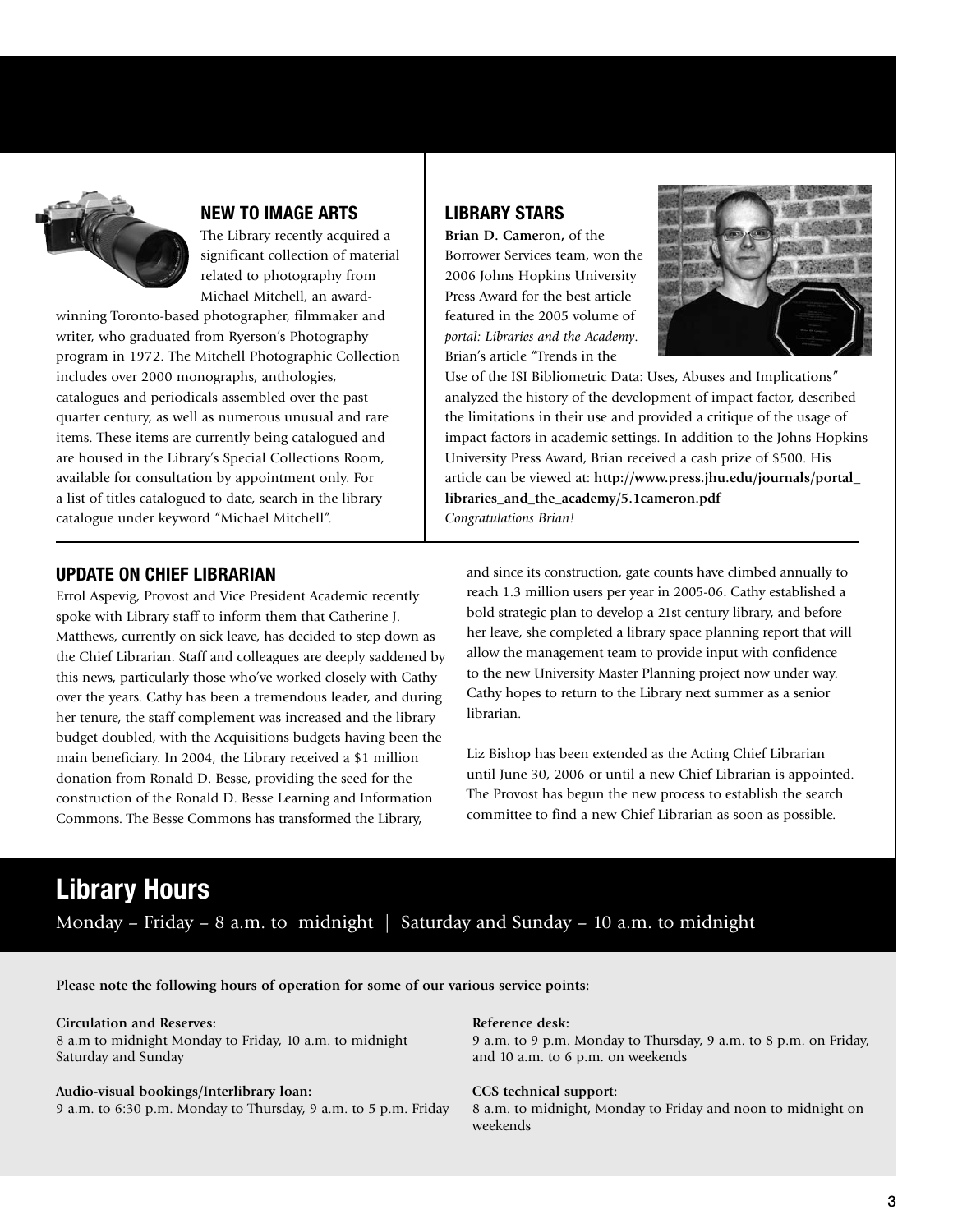## NEW TO IMAGE ARTS

The Library recently acquired a significant collection of material related to photography from Michael Mitchell, an award-winning Toronto-based photographer, filmmaker and writer, who graduated from Ryerson's Photography program in 1972. The Mitchell Photographic Collection includes over 2000 monographs, anthologies, catalogues and periodicals assembled over the past quarter century, as well as numerous unusual and rare items. These items are currently being catalogued and are housed in the Library's Special Collections Room, available for consultation by appointment only. For a list of titles catalogued to date, search in the library catalogue under keyword "Michael Mitchell".

## LIBRARY STARS

**Brian D. Cameron,** of the Borrower Services team, won the 2006 Johns Hopkins University Press Award for the best article featured in the 2005 volume of *portal: Libraries and the Academy*. Brian's article "Trends in the Use of the ISI Bibliometric Data: Uses, Abuses and Implications" analyzed the history of the development of impact factor, described the limitations in their use and provided a critique of the usage of impact factors in academic settings. In addition to the Johns Hopkins University Press Award, Brian received a cash prize of $500. His article can be viewed at: **http://www.press.jhu.edu/journals/portal_libraries_and_the_academy/5.1cameron.pdf**

*Congratulations Brian!*

## UPDATE ON CHIEF LIBRARIAN

Errol Aspevig, Provost and Vice President Academic recently spoke with Library staff to inform them that Catherine J. Matthews, currently on sick leave, has decided to step down as the Chief Librarian. Staff and colleagues are deeply saddened by this news, particularly those who've worked closely with Cathy over the years. Cathy has been a tremendous leader, and during her tenure, the staff complement was increased and the library budget doubled, with the Acquisitions budgets having been the main beneficiary. In 2004, the Library received a $1 million donation from Ronald D. Besse, providing the seed for the construction of the Ronald D. Besse Learning and Information Commons. The Besse Commons has transformed the Library, and since its construction, gate counts have climbed annually to reach 1.3 million users per year in 2005-06. Cathy established a bold strategic plan to develop a 21st century library, and before her leave, she completed a library space planning report that will allow the management team to provide input with confidence to the new University Master Planning project now under way. Cathy hopes to return to the Library next summer as a senior librarian.

Liz Bishop has been extended as the Acting Chief Librarian until June 30, 2006 or until a new Chief Librarian is appointed. The Provost has begun the new process to establish the search committee to find a new Chief Librarian as soon as possible.

# Library Hours

Monday – Friday – 8 a.m. to midnight | Saturday and Sunday – 10 a.m. to midnight

**Please note the following hours of operation for some of our various service points:**

**Circulation and Reserves:**
8 a.m to midnight Monday to Friday, 10 a.m. to midnight Saturday and Sunday

**Audio-visual bookings/Interlibrary loan:**
9 a.m. to 6:30 p.m. Monday to Thursday, 9 a.m. to 5 p.m. Friday

**Reference desk:**
9 a.m. to 9 p.m. Monday to Thursday, 9 a.m. to 8 p.m. on Friday, and 10 a.m. to 6 p.m. on weekends

**CCS technical support:**
8 a.m. to midnight, Monday to Friday and noon to midnight on weekends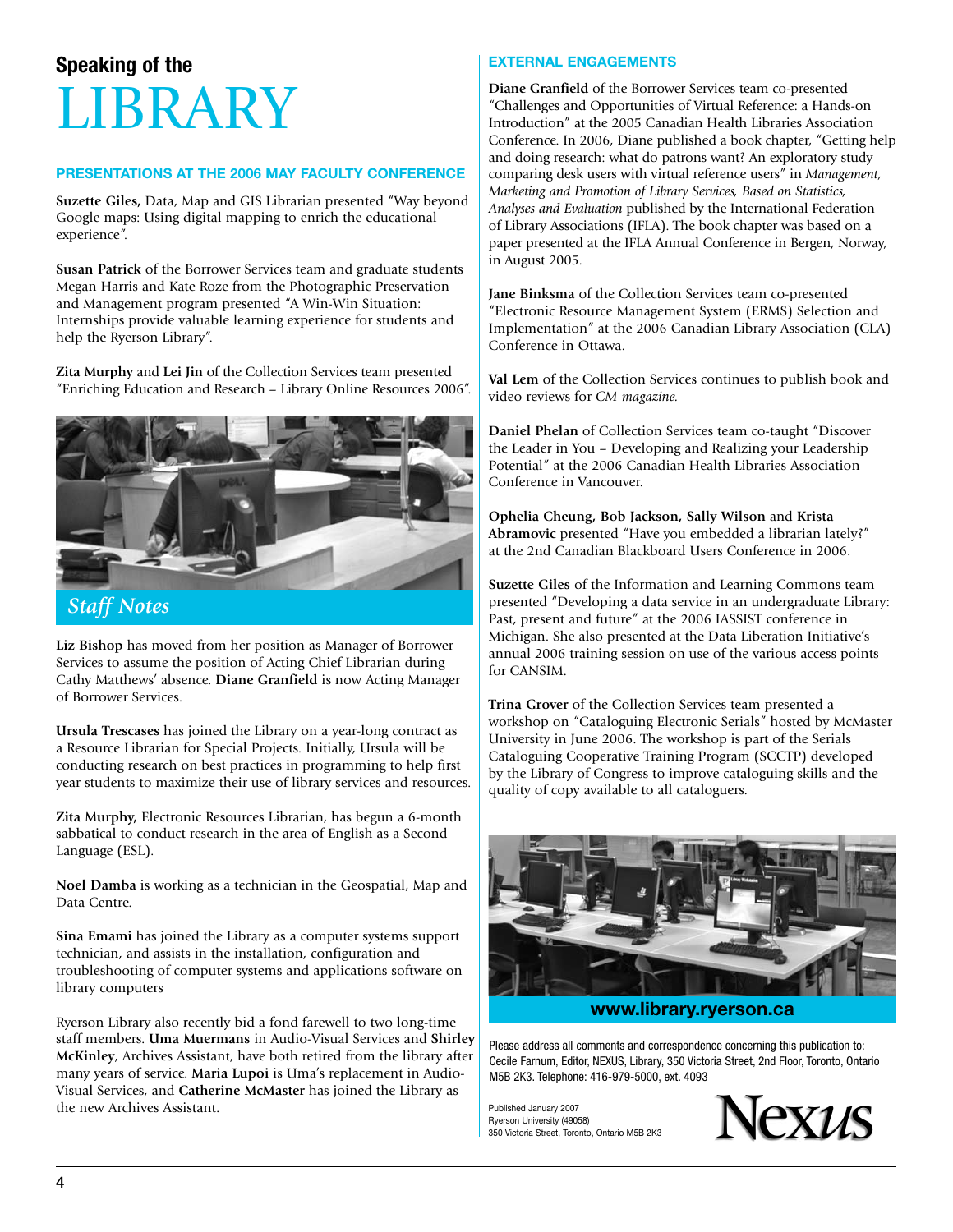# Speaking of the LIBRARY

## PRESENTATIONS AT THE 2006 MAY FACULTY CONFERENCE

**Suzette Giles,** Data, Map and GIS Librarian presented "Way beyond Google maps: Using digital mapping to enrich the educational experience".

**Susan Patrick** of the Borrower Services team and graduate students Megan Harris and Kate Roze from the Photographic Preservation and Management program presented "A Win-Win Situation: Internships provide valuable learning experience for students and help the Ryerson Library".

**Zita Murphy** and **Lei Jin** of the Collection Services team presented "Enriching Education and Research – Library Online Resources 2006".

## *Staff Notes*

**Liz Bishop** has moved from her position as Manager of Borrower Services to assume the position of Acting Chief Librarian during Cathy Matthews' absence. **Diane Granfield** is now Acting Manager of Borrower Services.

**Ursula Trescases** has joined the Library on a year-long contract as a Resource Librarian for Special Projects. Initially, Ursula will be conducting research on best practices in programming to help first year students to maximize their use of library services and resources.

**Zita Murphy,** Electronic Resources Librarian, has begun a 6-month sabbatical to conduct research in the area of English as a Second Language (ESL).

**Noel Damba** is working as a technician in the Geospatial, Map and Data Centre.

**Sina Emami** has joined the Library as a computer systems support technician, and assists in the installation, configuration and troubleshooting of computer systems and applications software on library computers

Ryerson Library also recently bid a fond farewell to two long-time staff members. **Uma Muermans** in Audio-Visual Services and **Shirley McKinley**, Archives Assistant, have both retired from the library after many years of service. **Maria Lupoi** is Uma's replacement in Audio-Visual Services, and **Catherine McMaster** has joined the Library as the new Archives Assistant.

## EXTERNAL ENGAGEMENTS

**Diane Granfield** of the Borrower Services team co-presented "Challenges and Opportunities of Virtual Reference: a Hands-on Introduction" at the 2005 Canadian Health Libraries Association Conference. In 2006, Diane published a book chapter, "Getting help and doing research: what do patrons want? An exploratory study comparing desk users with virtual reference users" in *Management, Marketing and Promotion of Library Services, Based on Statistics, Analyses and Evaluation* published by the International Federation of Library Associations (IFLA). The book chapter was based on a paper presented at the IFLA Annual Conference in Bergen, Norway, in August 2005.

**Jane Binksma** of the Collection Services team co-presented "Electronic Resource Management System (ERMS) Selection and Implementation" at the 2006 Canadian Library Association (CLA) Conference in Ottawa.

**Val Lem** of the Collection Services continues to publish book and video reviews for *CM magazine.*

**Daniel Phelan** of Collection Services team co-taught "Discover the Leader in You – Developing and Realizing your Leadership Potential" at the 2006 Canadian Health Libraries Association Conference in Vancouver.

**Ophelia Cheung, Bob Jackson, Sally Wilson** and **Krista Abramovic** presented "Have you embedded a librarian lately?" at the 2nd Canadian Blackboard Users Conference in 2006.

**Suzette Giles** of the Information and Learning Commons team presented "Developing a data service in an undergraduate Library: Past, present and future" at the 2006 IASSIST conference in Michigan. She also presented at the Data Liberation Initiative's annual 2006 training session on use of the various access points for CANSIM.

**Trina Grover** of the Collection Services team presented a workshop on "Cataloguing Electronic Serials" hosted by McMaster University in June 2006. The workshop is part of the Serials Cataloguing Cooperative Training Program (SCCTP) developed by the Library of Congress to improve cataloguing skills and the quality of copy available to all cataloguers.

**www.library.ryerson.ca**

Please address all comments and correspondence concerning this publication to: Cecile Farnum, Editor, NEXUS, Library, 350 Victoria Street, 2nd Floor, Toronto, Ontario M5B 2K3. Telephone: 416-979-5000, ext. 4093

Published January 2007
Ryerson University (49058)
350 Victoria Street, Toronto, Ontario M5B 2K3

Nexus